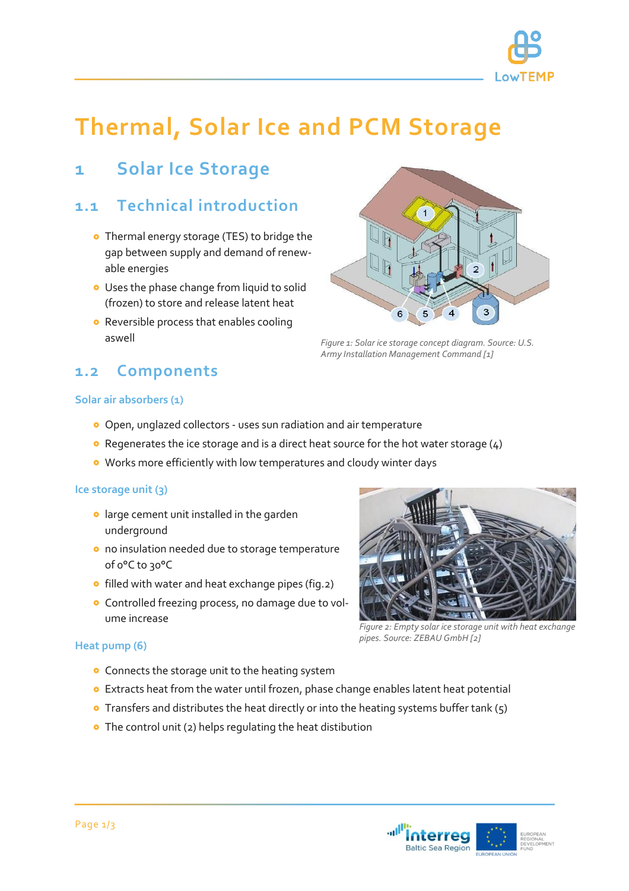# Thermal, Solar Ice and PCM Storage

## 1 Solar Ice Storage

### 1.1 Technical introduction

- Thermal energy storage (TES) to bridge the gap between supply and demand of renewable energies
- Uses the phase change from liquid to solid (frozen) to store and release latent heat
- Reversible process that enables cooling aswell

*Figure 1: Solar ice storage concept diagram. Source: U.S. Army Installation Management Command [1]*

### 1.2 Components

#### Solar air absorbers (1)

- Open, unglazed collectors - uses sun radiation and air temperature
- Regenerates the ice storage and is a direct heat source for the hot water storage (4)
- Works more efficiently with low temperatures and cloudy winter days

#### Ice storage unit (3)

- large cement unit installed in the garden underground
- no insulation needed due to storage temperature of 0°C to 30°C
- filled with water and heat exchange pipes (fig.2)
- Controlled freezing process, no damage due to volume increase

*Figure 2: Empty solar ice storage unit with heat exchange pipes. Source: ZEBAU GmbH [2]*

#### Heat pump (6)

- Connects the storage unit to the heating system
- Extracts heat from the water until frozen, phase change enables latent heat potential
- Transfers and distributes the heat directly or into the heating systems buffer tank (5)
- The control unit (2) helps regulating the heat distibution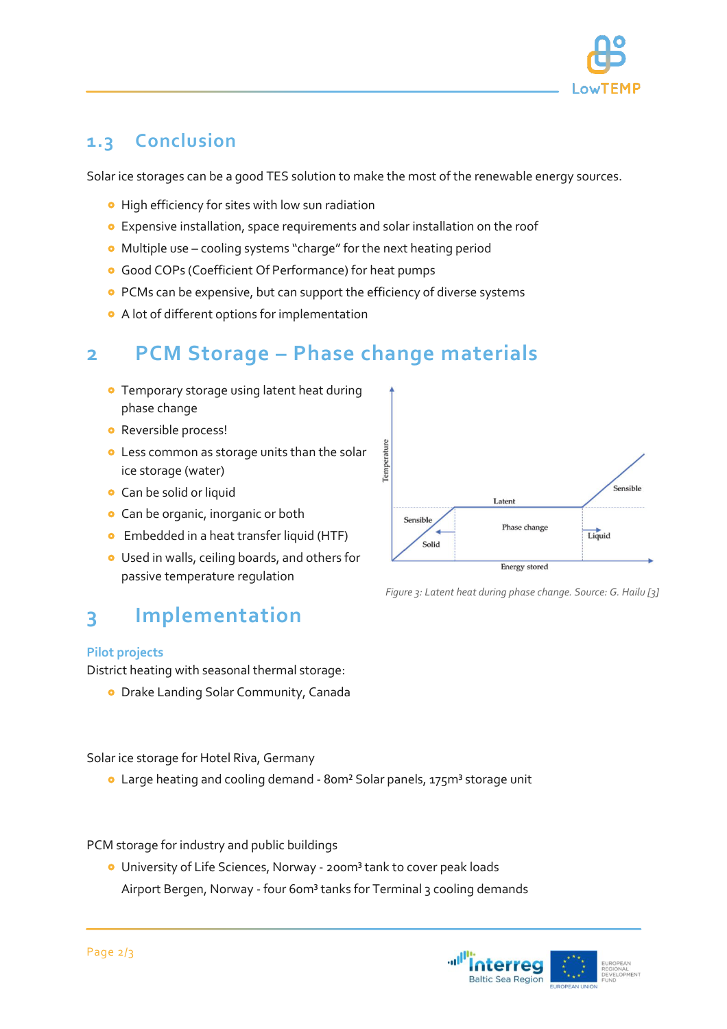## 1.3 Conclusion

Solar ice storages can be a good TES solution to make the most of the renewable energy sources.

- High efficiency for sites with low sun radiation
- Expensive installation, space requirements and solar installation on the roof
- Multiple use – cooling systems "charge" for the next heating period
- Good COPs (Coefficient Of Performance) for heat pumps
- PCMs can be expensive, but can support the efficiency of diverse systems
- A lot of different options for implementation

# 2 PCM Storage – Phase change materials

- Temporary storage using latent heat during phase change
- Reversible process!
- Less common as storage units than the solar ice storage (water)
- Can be solid or liquid
- Can be organic, inorganic or both
- Embedded in a heat transfer liquid (HTF)
- Used in walls, ceiling boards, and others for passive temperature regulation

*Figure 3: Latent heat during phase change. Source: G. Hailu [3]*

# 3 Implementation

### Pilot projects

District heating with seasonal thermal storage:

- Drake Landing Solar Community, Canada

Solar ice storage for Hotel Riva, Germany

- Large heating and cooling demand - 80m² Solar panels, 175m³ storage unit

PCM storage for industry and public buildings

- University of Life Sciences, Norway - 200m³ tank to cover peak loads
  Airport Bergen, Norway - four 60m³ tanks for Terminal 3 cooling demands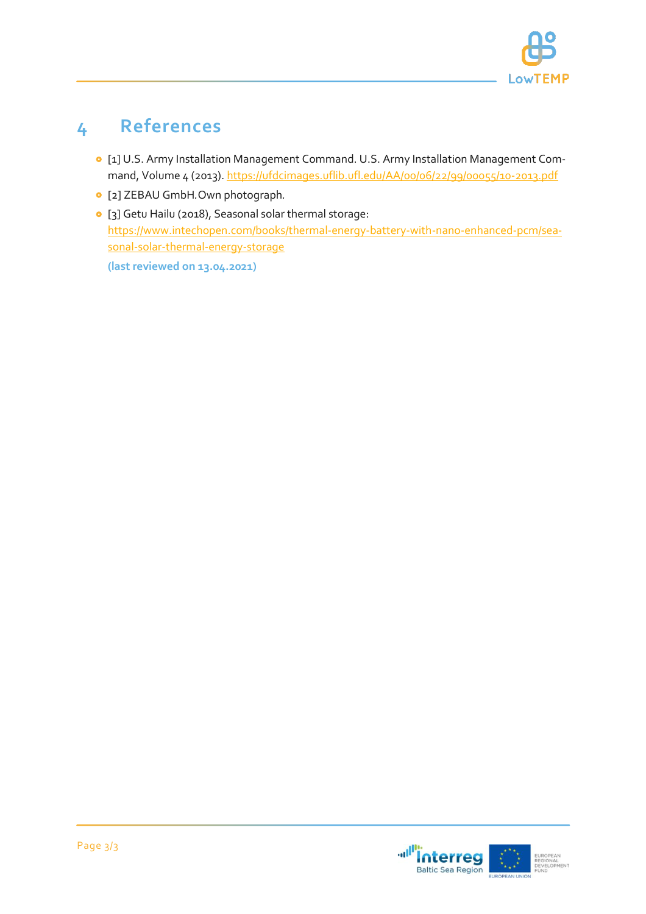# 4 References

- [1] U.S. Army Installation Management Command. U.S. Army Installation Management Command, Volume 4 (2013). https://ufdcimages.uflib.ufl.edu/AA/00/06/22/99/00055/10-2013.pdf
- [2] ZEBAU GmbH. Own photograph.
- [3] Getu Hailu (2018), Seasonal solar thermal storage: https://www.intechopen.com/books/thermal-energy-battery-with-nano-enhanced-pcm/seasonal-solar-thermal-energy-storage

  **(last reviewed on 13.04.2021)**